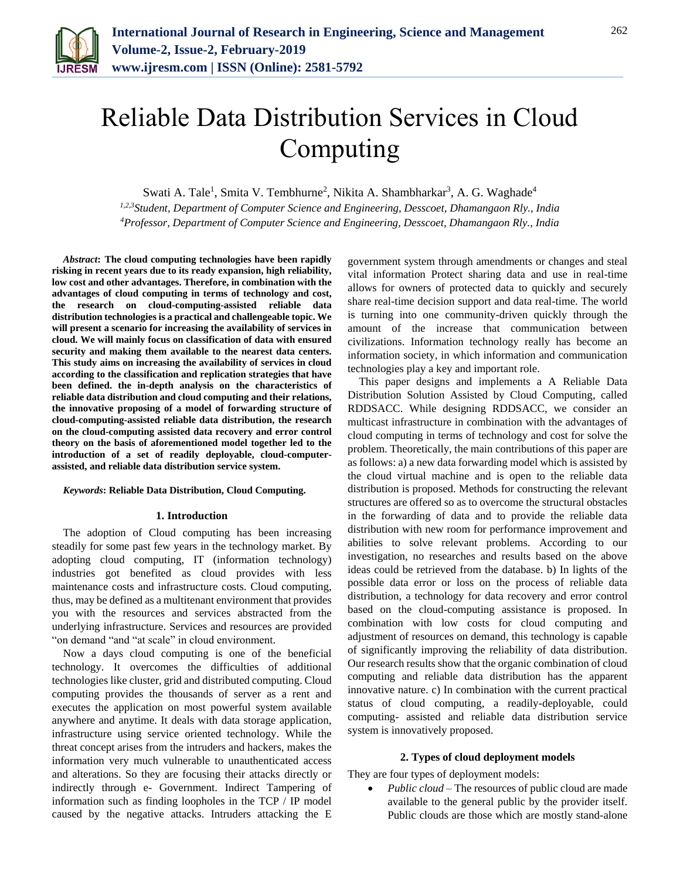# Reliable Data Distribution Services in Cloud Computing

Swati A. Tale[1], Smita V. Tembhurne[2], Nikita A. Shambharkar[3], A. G. Waghade[4]

[1,2,3]*Student, Department of Computer Science and Engineering, Desscoet, Dhamangaon Rly., India*
[4]*Professor, Department of Computer Science and Engineering, Desscoet, Dhamangaon Rly., India*

***Abstract*: The cloud computing technologies have been rapidly risking in recent years due to its ready expansion, high reliability, low cost and other advantages. Therefore, in combination with the advantages of cloud computing in terms of technology and cost, the research on cloud-computing-assisted reliable data distribution technologies is a practical and challengeable topic. We will present a scenario for increasing the availability of services in cloud. We will mainly focus on classification of data with ensured security and making them available to the nearest data centers. This study aims on increasing the availability of services in cloud according to the classification and replication strategies that have been defined. the in-depth analysis on the characteristics of reliable data distribution and cloud computing and their relations, the innovative proposing of a model of forwarding structure of cloud-computing-assisted reliable data distribution, the research on the cloud-computing assisted data recovery and error control theory on the basis of aforementioned model together led to the introduction of a set of readily deployable, cloud-computer-assisted, and reliable data distribution service system.**

***Keywords*: Reliable Data Distribution, Cloud Computing.**

## 1. Introduction

The adoption of Cloud computing has been increasing steadily for some past few years in the technology market. By adopting cloud computing, IT (information technology) industries got benefited as cloud provides with less maintenance costs and infrastructure costs. Cloud computing, thus, may be defined as a multitenant environment that provides you with the resources and services abstracted from the underlying infrastructure. Services and resources are provided "on demand "and "at scale" in cloud environment.

Now a days cloud computing is one of the beneficial technology. It overcomes the difficulties of additional technologies like cluster, grid and distributed computing. Cloud computing provides the thousands of server as a rent and executes the application on most powerful system available anywhere and anytime. It deals with data storage application, infrastructure using service oriented technology. While the threat concept arises from the intruders and hackers, makes the information very much vulnerable to unauthenticated access and alterations. So they are focusing their attacks directly or indirectly through e- Government. Indirect Tampering of information such as finding loopholes in the TCP / IP model caused by the negative attacks. Intruders attacking the E government system through amendments or changes and steal vital information Protect sharing data and use in real-time allows for owners of protected data to quickly and securely share real-time decision support and data real-time. The world is turning into one community-driven quickly through the amount of the increase that communication between civilizations. Information technology really has become an information society, in which information and communication technologies play a key and important role.

This paper designs and implements a A Reliable Data Distribution Solution Assisted by Cloud Computing, called RDDSACC. While designing RDDSACC, we consider an multicast infrastructure in combination with the advantages of cloud computing in terms of technology and cost for solve the problem. Theoretically, the main contributions of this paper are as follows: a) a new data forwarding model which is assisted by the cloud virtual machine and is open to the reliable data distribution is proposed. Methods for constructing the relevant structures are offered so as to overcome the structural obstacles in the forwarding of data and to provide the reliable data distribution with new room for performance improvement and abilities to solve relevant problems. According to our investigation, no researches and results based on the above ideas could be retrieved from the database. b) In lights of the possible data error or loss on the process of reliable data distribution, a technology for data recovery and error control based on the cloud-computing assistance is proposed. In combination with low costs for cloud computing and adjustment of resources on demand, this technology is capable of significantly improving the reliability of data distribution. Our research results show that the organic combination of cloud computing and reliable data distribution has the apparent innovative nature. c) In combination with the current practical status of cloud computing, a readily-deployable, could computing- assisted and reliable data distribution service system is innovatively proposed.

## 2. Types of cloud deployment models

They are four types of deployment models:

- *Public cloud* – The resources of public cloud are made available to the general public by the provider itself. Public clouds are those which are mostly stand-alone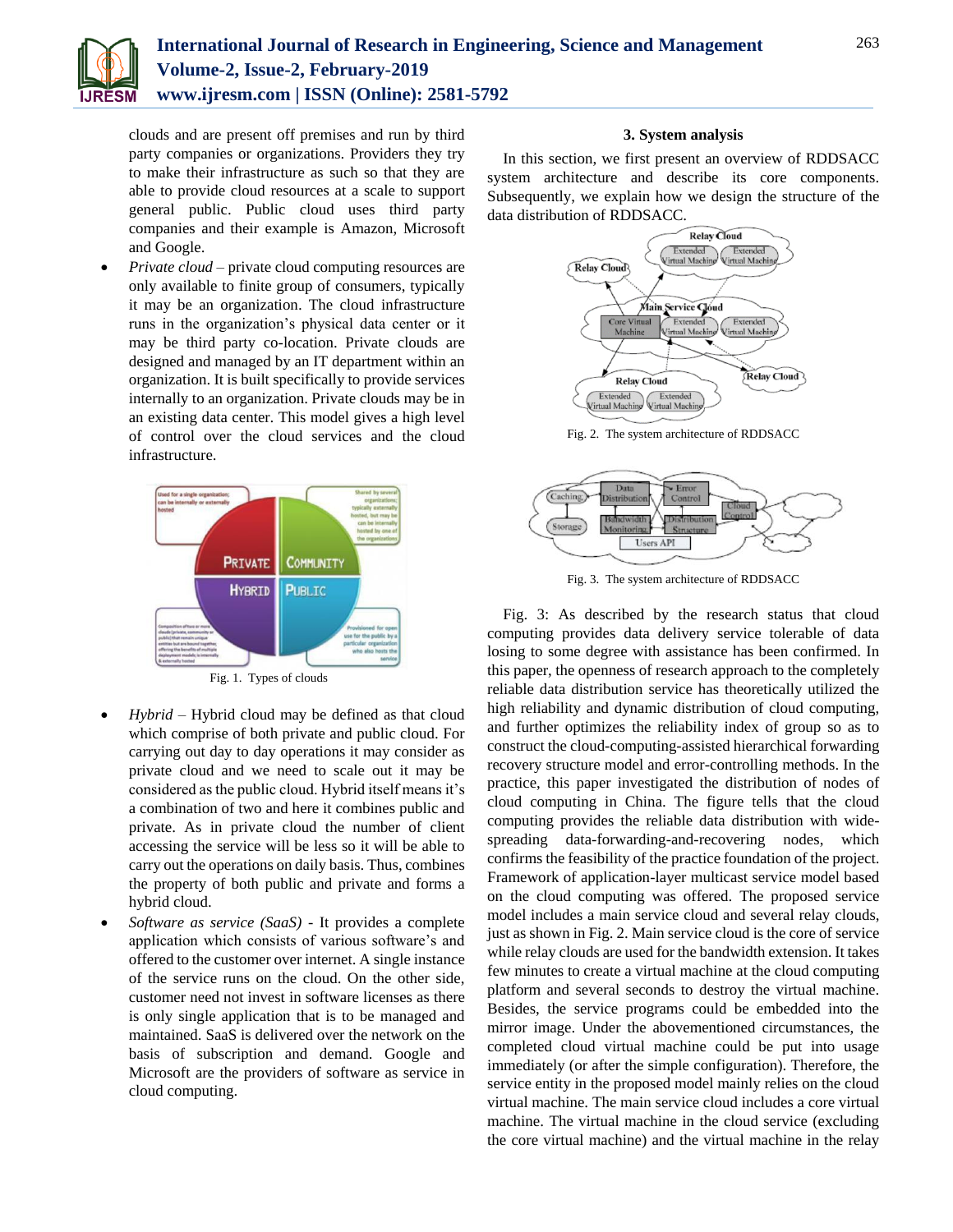clouds and are present off premises and run by third party companies or organizations. Providers they try to make their infrastructure as such so that they are able to provide cloud resources at a scale to support general public. Public cloud uses third party companies and their example is Amazon, Microsoft and Google.

- *Private cloud* – private cloud computing resources are only available to finite group of consumers, typically it may be an organization. The cloud infrastructure runs in the organization's physical data center or it may be third party co-location. Private clouds are designed and managed by an IT department within an organization. It is built specifically to provide services internally to an organization. Private clouds may be in an existing data center. This model gives a high level of control over the cloud services and the cloud infrastructure.

Fig. 1. Types of clouds

- *Hybrid* – Hybrid cloud may be defined as that cloud which comprise of both private and public cloud. For carrying out day to day operations it may consider as private cloud and we need to scale out it may be considered as the public cloud. Hybrid itself means it's a combination of two and here it combines public and private. As in private cloud the number of client accessing the service will be less so it will be able to carry out the operations on daily basis. Thus, combines the property of both public and private and forms a hybrid cloud.
- *Software as service (SaaS)* - It provides a complete application which consists of various software's and offered to the customer over internet. A single instance of the service runs on the cloud. On the other side, customer need not invest in software licenses as there is only single application that is to be managed and maintained. SaaS is delivered over the network on the basis of subscription and demand. Google and Microsoft are the providers of software as service in cloud computing.

## 3. System analysis

In this section, we first present an overview of RDDSACC system architecture and describe its core components. Subsequently, we explain how we design the structure of the data distribution of RDDSACC.

Fig. 2. The system architecture of RDDSACC

Fig. 3. The system architecture of RDDSACC

Fig. 3: As described by the research status that cloud computing provides data delivery service tolerable of data losing to some degree with assistance has been confirmed. In this paper, the openness of research approach to the completely reliable data distribution service has theoretically utilized the high reliability and dynamic distribution of cloud computing, and further optimizes the reliability index of group so as to construct the cloud-computing-assisted hierarchical forwarding recovery structure model and error-controlling methods. In the practice, this paper investigated the distribution of nodes of cloud computing in China. The figure tells that the cloud computing provides the reliable data distribution with wide-spreading data-forwarding-and-recovering nodes, which confirms the feasibility of the practice foundation of the project. Framework of application-layer multicast service model based on the cloud computing was offered. The proposed service model includes a main service cloud and several relay clouds, just as shown in Fig. 2. Main service cloud is the core of service while relay clouds are used for the bandwidth extension. It takes few minutes to create a virtual machine at the cloud computing platform and several seconds to destroy the virtual machine. Besides, the service programs could be embedded into the mirror image. Under the abovementioned circumstances, the completed cloud virtual machine could be put into usage immediately (or after the simple configuration). Therefore, the service entity in the proposed model mainly relies on the cloud virtual machine. The main service cloud includes a core virtual machine. The virtual machine in the cloud service (excluding the core virtual machine) and the virtual machine in the relay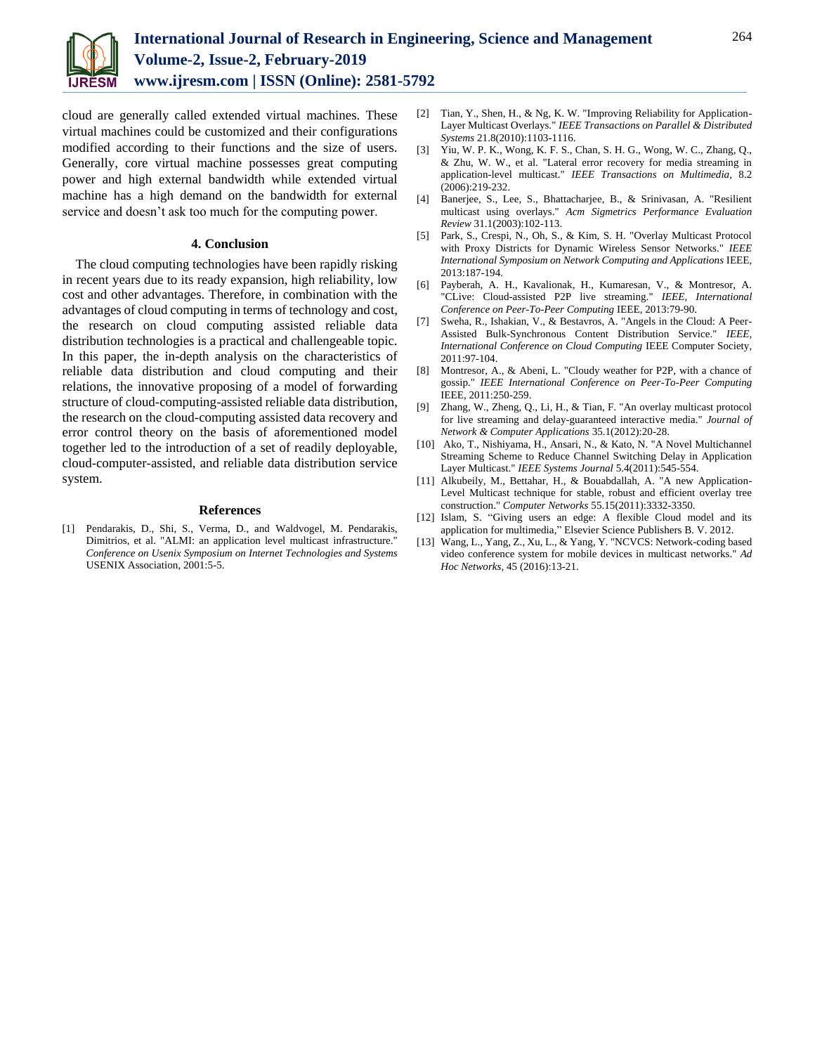cloud are generally called extended virtual machines. These virtual machines could be customized and their configurations modified according to their functions and the size of users. Generally, core virtual machine possesses great computing power and high external bandwidth while extended virtual machine has a high demand on the bandwidth for external service and doesn't ask too much for the computing power.

## 4. Conclusion

The cloud computing technologies have been rapidly risking in recent years due to its ready expansion, high reliability, low cost and other advantages. Therefore, in combination with the advantages of cloud computing in terms of technology and cost, the research on cloud computing assisted reliable data distribution technologies is a practical and challengeable topic. In this paper, the in-depth analysis on the characteristics of reliable data distribution and cloud computing and their relations, the innovative proposing of a model of forwarding structure of cloud-computing-assisted reliable data distribution, the research on the cloud-computing assisted data recovery and error control theory on the basis of aforementioned model together led to the introduction of a set of readily deployable, cloud-computer-assisted, and reliable data distribution service system.

## References

[1] Pendarakis, D., Shi, S., Verma, D., and Waldvogel, M. Pendarakis, Dimitrios, et al. "ALMI: an application level multicast infrastructure." *Conference on Usenix Symposium on Internet Technologies and Systems* USENIX Association, 2001:5-5.

[2] Tian, Y., Shen, H., & Ng, K. W. "Improving Reliability for Application-Layer Multicast Overlays." *IEEE Transactions on Parallel & Distributed Systems* 21.8(2010):1103-1116.

[3] Yiu, W. P. K., Wong, K. F. S., Chan, S. H. G., Wong, W. C., Zhang, Q., & Zhu, W. W., et al. "Lateral error recovery for media streaming in application-level multicast." *IEEE Transactions on Multimedia*, 8.2 (2006):219-232.

[4] Banerjee, S., Lee, S., Bhattacharjee, B., & Srinivasan, A. "Resilient multicast using overlays." *Acm Sigmetrics Performance Evaluation Review* 31.1(2003):102-113.

[5] Park, S., Crespi, N., Oh, S., & Kim, S. H. "Overlay Multicast Protocol with Proxy Districts for Dynamic Wireless Sensor Networks." *IEEE International Symposium on Network Computing and Applications* IEEE, 2013:187-194.

[6] Payberah, A. H., Kavalionak, H., Kumaresan, V., & Montresor, A. "CLive: Cloud-assisted P2P live streaming." *IEEE, International Conference on Peer-To-Peer Computing* IEEE, 2013:79-90.

[7] Sweha, R., Ishakian, V., & Bestavros, A. "Angels in the Cloud: A Peer-Assisted Bulk-Synchronous Content Distribution Service." *IEEE, International Conference on Cloud Computing* IEEE Computer Society, 2011:97-104.

[8] Montresor, A., & Abeni, L. "Cloudy weather for P2P, with a chance of gossip." *IEEE International Conference on Peer-To-Peer Computing* IEEE, 2011:250-259.

[9] Zhang, W., Zheng, Q., Li, H., & Tian, F. "An overlay multicast protocol for live streaming and delay-guaranteed interactive media." *Journal of Network & Computer Applications* 35.1(2012):20-28.

[10] Ako, T., Nishiyama, H., Ansari, N., & Kato, N. "A Novel Multichannel Streaming Scheme to Reduce Channel Switching Delay in Application Layer Multicast." *IEEE Systems Journal* 5.4(2011):545-554.

[11] Alkubeily, M., Bettahar, H., & Bouabdallah, A. "A new Application-Level Multicast technique for stable, robust and efficient overlay tree construction." *Computer Networks* 55.15(2011):3332-3350.

[12] Islam, S. "Giving users an edge: A flexible Cloud model and its application for multimedia," Elsevier Science Publishers B. V. 2012.

[13] Wang, L., Yang, Z., Xu, L., & Yang, Y. "NCVCS: Network-coding based video conference system for mobile devices in multicast networks." *Ad Hoc Networks*, 45 (2016):13-21.